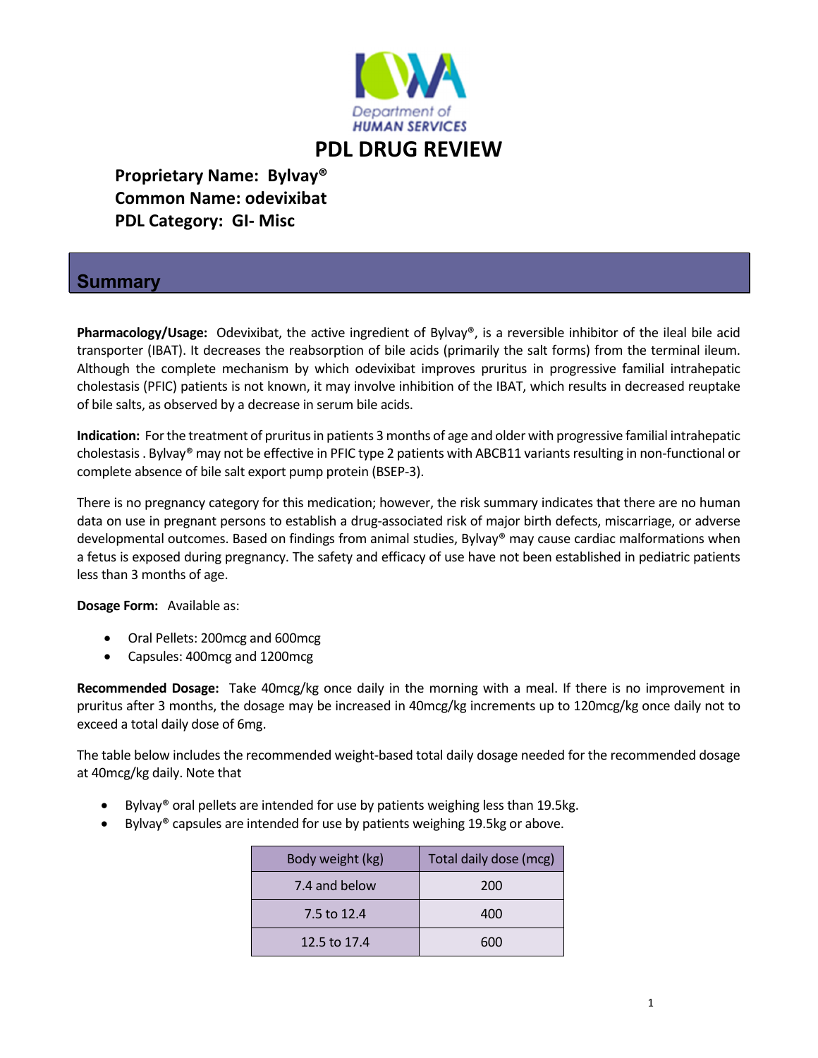Department of HUMAN SERVICES

# PDL DRUG REVIEW

**Proprietary Name: Bylvay®**
**Common Name: odevixibat**
**PDL Category: GI- Misc**

## Summary

**Pharmacology/Usage:** Odevixibat, the active ingredient of Bylvay®, is a reversible inhibitor of the ileal bile acid transporter (IBAT). It decreases the reabsorption of bile acids (primarily the salt forms) from the terminal ileum. Although the complete mechanism by which odevixibat improves pruritus in progressive familial intrahepatic cholestasis (PFIC) patients is not known, it may involve inhibition of the IBAT, which results in decreased reuptake of bile salts, as observed by a decrease in serum bile acids.

**Indication:** For the treatment of pruritus in patients 3 months of age and older with progressive familial intrahepatic cholestasis . Bylvay® may not be effective in PFIC type 2 patients with ABCB11 variants resulting in non-functional or complete absence of bile salt export pump protein (BSEP-3).

There is no pregnancy category for this medication; however, the risk summary indicates that there are no human data on use in pregnant persons to establish a drug-associated risk of major birth defects, miscarriage, or adverse developmental outcomes. Based on findings from animal studies, Bylvay® may cause cardiac malformations when a fetus is exposed during pregnancy. The safety and efficacy of use have not been established in pediatric patients less than 3 months of age.

**Dosage Form:** Available as:

- Oral Pellets: 200mcg and 600mcg
- Capsules: 400mcg and 1200mcg

**Recommended Dosage:** Take 40mcg/kg once daily in the morning with a meal. If there is no improvement in pruritus after 3 months, the dosage may be increased in 40mcg/kg increments up to 120mcg/kg once daily not to exceed a total daily dose of 6mg.

The table below includes the recommended weight-based total daily dosage needed for the recommended dosage at 40mcg/kg daily. Note that

- Bylvay® oral pellets are intended for use by patients weighing less than 19.5kg.
- Bylvay® capsules are intended for use by patients weighing 19.5kg or above.

| Body weight (kg) | Total daily dose (mcg) |
|---|---|
| 7.4 and below | 200 |
| 7.5 to 12.4 | 400 |
| 12.5 to 17.4 | 600 |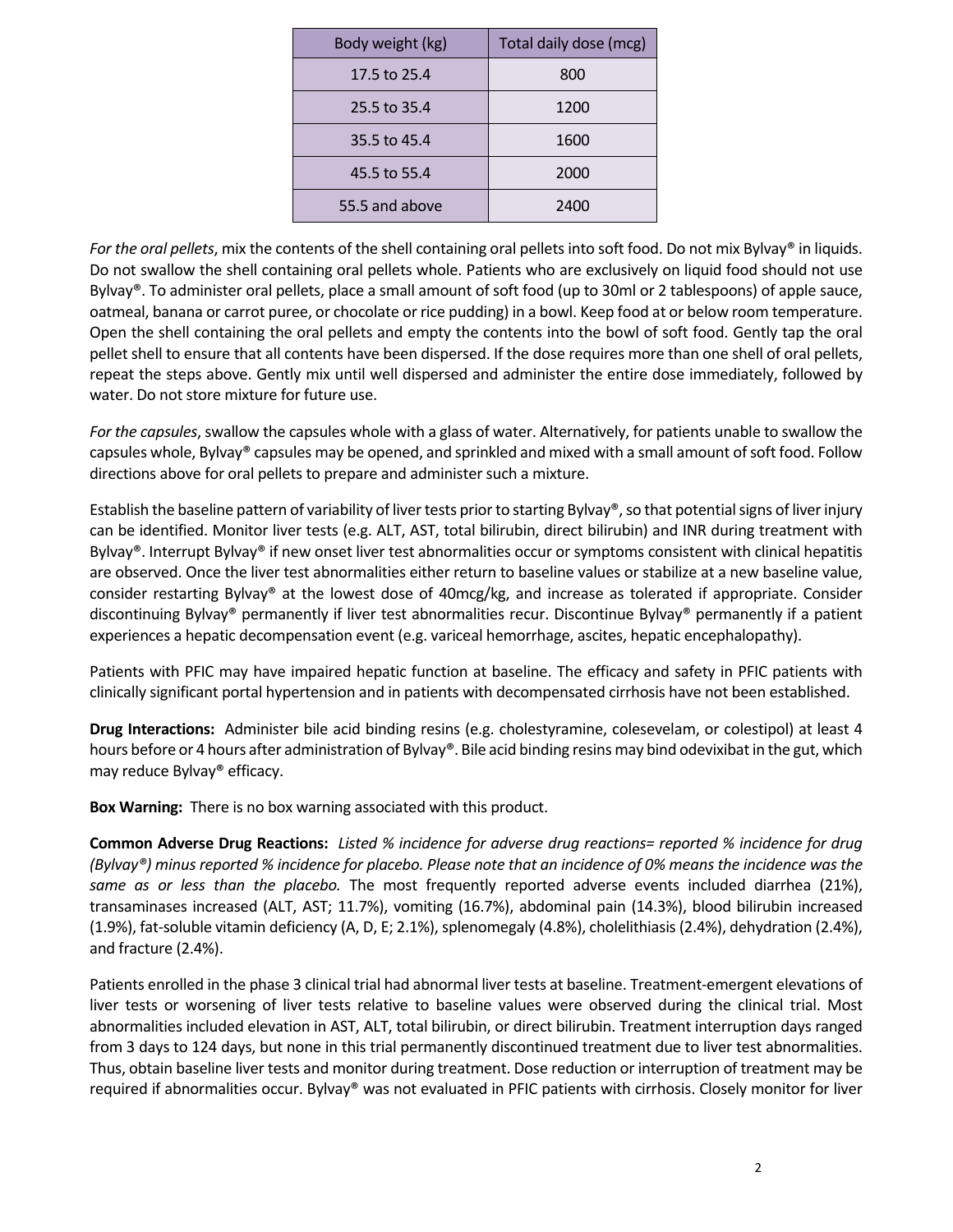| Body weight (kg) | Total daily dose (mcg) |
|---|---|
| 17.5 to 25.4 | 800 |
| 25.5 to 35.4 | 1200 |
| 35.5 to 45.4 | 1600 |
| 45.5 to 55.4 | 2000 |
| 55.5 and above | 2400 |

*For the oral pellets*, mix the contents of the shell containing oral pellets into soft food. Do not mix Bylvay® in liquids. Do not swallow the shell containing oral pellets whole. Patients who are exclusively on liquid food should not use Bylvay®. To administer oral pellets, place a small amount of soft food (up to 30ml or 2 tablespoons) of apple sauce, oatmeal, banana or carrot puree, or chocolate or rice pudding) in a bowl. Keep food at or below room temperature. Open the shell containing the oral pellets and empty the contents into the bowl of soft food. Gently tap the oral pellet shell to ensure that all contents have been dispersed. If the dose requires more than one shell of oral pellets, repeat the steps above. Gently mix until well dispersed and administer the entire dose immediately, followed by water. Do not store mixture for future use.

*For the capsules*, swallow the capsules whole with a glass of water. Alternatively, for patients unable to swallow the capsules whole, Bylvay® capsules may be opened, and sprinkled and mixed with a small amount of soft food. Follow directions above for oral pellets to prepare and administer such a mixture.

Establish the baseline pattern of variability of liver tests prior to starting Bylvay®, so that potential signs of liver injury can be identified. Monitor liver tests (e.g. ALT, AST, total bilirubin, direct bilirubin) and INR during treatment with Bylvay®. Interrupt Bylvay® if new onset liver test abnormalities occur or symptoms consistent with clinical hepatitis are observed. Once the liver test abnormalities either return to baseline values or stabilize at a new baseline value, consider restarting Bylvay® at the lowest dose of 40mcg/kg, and increase as tolerated if appropriate. Consider discontinuing Bylvay® permanently if liver test abnormalities recur. Discontinue Bylvay® permanently if a patient experiences a hepatic decompensation event (e.g. variceal hemorrhage, ascites, hepatic encephalopathy).

Patients with PFIC may have impaired hepatic function at baseline. The efficacy and safety in PFIC patients with clinically significant portal hypertension and in patients with decompensated cirrhosis have not been established.

**Drug Interactions:** Administer bile acid binding resins (e.g. cholestyramine, colesevelam, or colestipol) at least 4 hours before or 4 hours after administration of Bylvay®. Bile acid binding resins may bind odevixibat in the gut, which may reduce Bylvay® efficacy.

**Box Warning:** There is no box warning associated with this product.

**Common Adverse Drug Reactions:** *Listed % incidence for adverse drug reactions= reported % incidence for drug (Bylvay®) minus reported % incidence for placebo. Please note that an incidence of 0% means the incidence was the same as or less than the placebo.* The most frequently reported adverse events included diarrhea (21%), transaminases increased (ALT, AST; 11.7%), vomiting (16.7%), abdominal pain (14.3%), blood bilirubin increased (1.9%), fat-soluble vitamin deficiency (A, D, E; 2.1%), splenomegaly (4.8%), cholelithiasis (2.4%), dehydration (2.4%), and fracture (2.4%).

Patients enrolled in the phase 3 clinical trial had abnormal liver tests at baseline. Treatment-emergent elevations of liver tests or worsening of liver tests relative to baseline values were observed during the clinical trial. Most abnormalities included elevation in AST, ALT, total bilirubin, or direct bilirubin. Treatment interruption days ranged from 3 days to 124 days, but none in this trial permanently discontinued treatment due to liver test abnormalities. Thus, obtain baseline liver tests and monitor during treatment. Dose reduction or interruption of treatment may be required if abnormalities occur. Bylvay® was not evaluated in PFIC patients with cirrhosis. Closely monitor for liver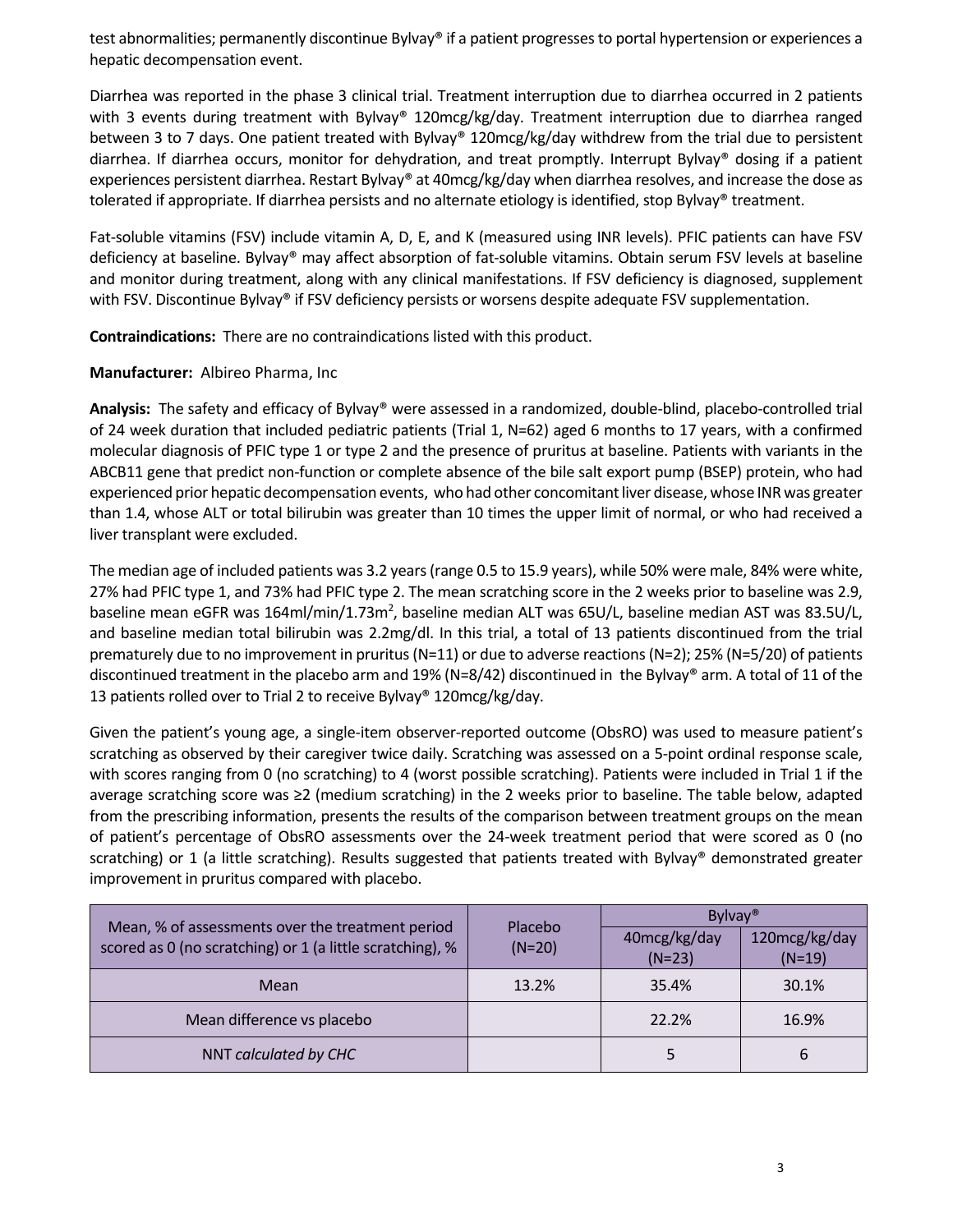test abnormalities; permanently discontinue Bylvay® if a patient progresses to portal hypertension or experiences a hepatic decompensation event.

Diarrhea was reported in the phase 3 clinical trial. Treatment interruption due to diarrhea occurred in 2 patients with 3 events during treatment with Bylvay® 120mcg/kg/day. Treatment interruption due to diarrhea ranged between 3 to 7 days. One patient treated with Bylvay® 120mcg/kg/day withdrew from the trial due to persistent diarrhea. If diarrhea occurs, monitor for dehydration, and treat promptly. Interrupt Bylvay® dosing if a patient experiences persistent diarrhea. Restart Bylvay® at 40mcg/kg/day when diarrhea resolves, and increase the dose as tolerated if appropriate. If diarrhea persists and no alternate etiology is identified, stop Bylvay® treatment.

Fat-soluble vitamins (FSV) include vitamin A, D, E, and K (measured using INR levels). PFIC patients can have FSV deficiency at baseline. Bylvay® may affect absorption of fat-soluble vitamins. Obtain serum FSV levels at baseline and monitor during treatment, along with any clinical manifestations. If FSV deficiency is diagnosed, supplement with FSV. Discontinue Bylvay® if FSV deficiency persists or worsens despite adequate FSV supplementation.

**Contraindications:** There are no contraindications listed with this product.

**Manufacturer:** Albireo Pharma, Inc

**Analysis:** The safety and efficacy of Bylvay® were assessed in a randomized, double-blind, placebo-controlled trial of 24 week duration that included pediatric patients (Trial 1, N=62) aged 6 months to 17 years, with a confirmed molecular diagnosis of PFIC type 1 or type 2 and the presence of pruritus at baseline. Patients with variants in the ABCB11 gene that predict non-function or complete absence of the bile salt export pump (BSEP) protein, who had experienced prior hepatic decompensation events, who had other concomitant liver disease, whose INR was greater than 1.4, whose ALT or total bilirubin was greater than 10 times the upper limit of normal, or who had received a liver transplant were excluded.

The median age of included patients was 3.2 years (range 0.5 to 15.9 years), while 50% were male, 84% were white, 27% had PFIC type 1, and 73% had PFIC type 2. The mean scratching score in the 2 weeks prior to baseline was 2.9, baseline mean eGFR was 164ml/min/1.73m$^2$, baseline median ALT was 65U/L, baseline median AST was 83.5U/L, and baseline median total bilirubin was 2.2mg/dl. In this trial, a total of 13 patients discontinued from the trial prematurely due to no improvement in pruritus (N=11) or due to adverse reactions (N=2); 25% (N=5/20) of patients discontinued treatment in the placebo arm and 19% (N=8/42) discontinued in the Bylvay® arm. A total of 11 of the 13 patients rolled over to Trial 2 to receive Bylvay® 120mcg/kg/day.

Given the patient's young age, a single-item observer-reported outcome (ObsRO) was used to measure patient's scratching as observed by their caregiver twice daily. Scratching was assessed on a 5-point ordinal response scale, with scores ranging from 0 (no scratching) to 4 (worst possible scratching). Patients were included in Trial 1 if the average scratching score was ≥2 (medium scratching) in the 2 weeks prior to baseline. The table below, adapted from the prescribing information, presents the results of the comparison between treatment groups on the mean of patient's percentage of ObsRO assessments over the 24-week treatment period that were scored as 0 (no scratching) or 1 (a little scratching). Results suggested that patients treated with Bylvay® demonstrated greater improvement in pruritus compared with placebo.

| Mean, % of assessments over the treatment period scored as 0 (no scratching) or 1 (a little scratching), % | Placebo (N=20) | Bylvay® | |
|---|---|---|---|
| | | 40mcg/kg/day (N=23) | 120mcg/kg/day (N=19) |
| Mean | 13.2% | 35.4% | 30.1% |
| Mean difference vs placebo | | 22.2% | 16.9% |
| NNT *calculated by CHC* | | 5 | 6 |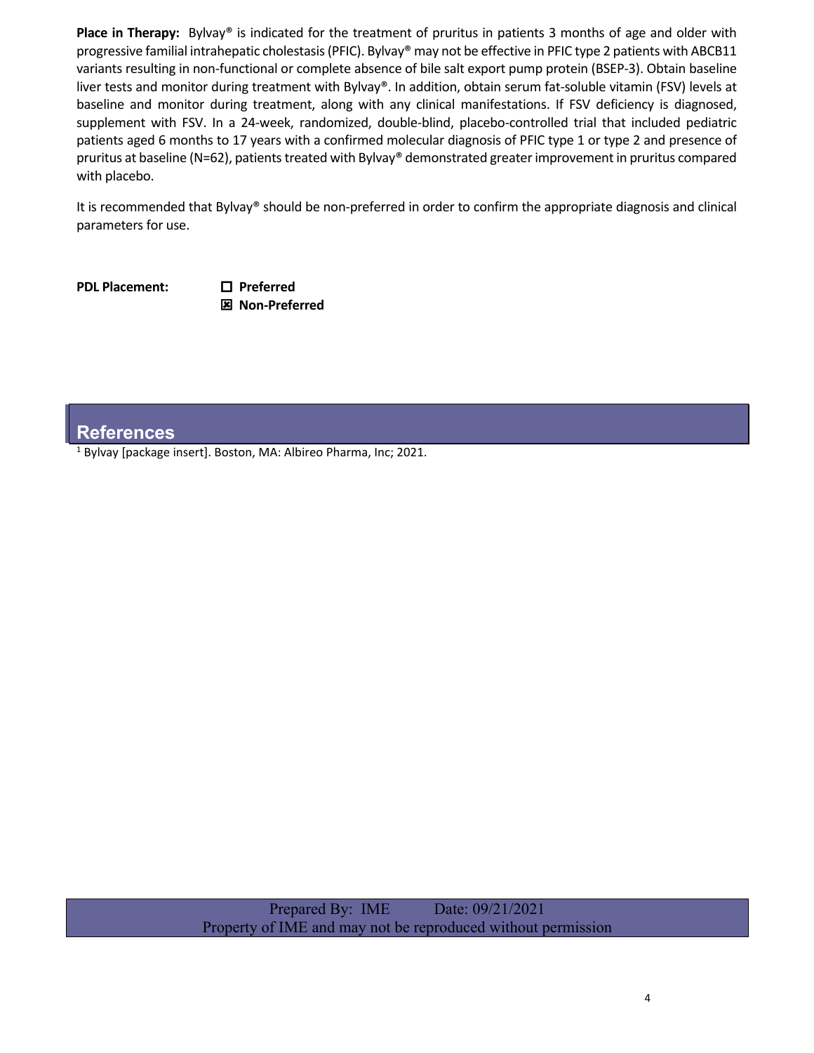**Place in Therapy:** Bylvay® is indicated for the treatment of pruritus in patients 3 months of age and older with progressive familial intrahepatic cholestasis (PFIC). Bylvay® may not be effective in PFIC type 2 patients with ABCB11 variants resulting in non-functional or complete absence of bile salt export pump protein (BSEP-3). Obtain baseline liver tests and monitor during treatment with Bylvay®. In addition, obtain serum fat-soluble vitamin (FSV) levels at baseline and monitor during treatment, along with any clinical manifestations. If FSV deficiency is diagnosed, supplement with FSV. In a 24-week, randomized, double-blind, placebo-controlled trial that included pediatric patients aged 6 months to 17 years with a confirmed molecular diagnosis of PFIC type 1 or type 2 and presence of pruritus at baseline (N=62), patients treated with Bylvay® demonstrated greater improvement in pruritus compared with placebo.

It is recommended that Bylvay® should be non-preferred in order to confirm the appropriate diagnosis and clinical parameters for use.

**PDL Placement:** ☐ **Preferred**
☒ **Non-Preferred**

## References

[1] Bylvay [package insert]. Boston, MA: Albireo Pharma, Inc; 2021.

Prepared By: IME Date: 09/21/2021
Property of IME and may not be reproduced without permission